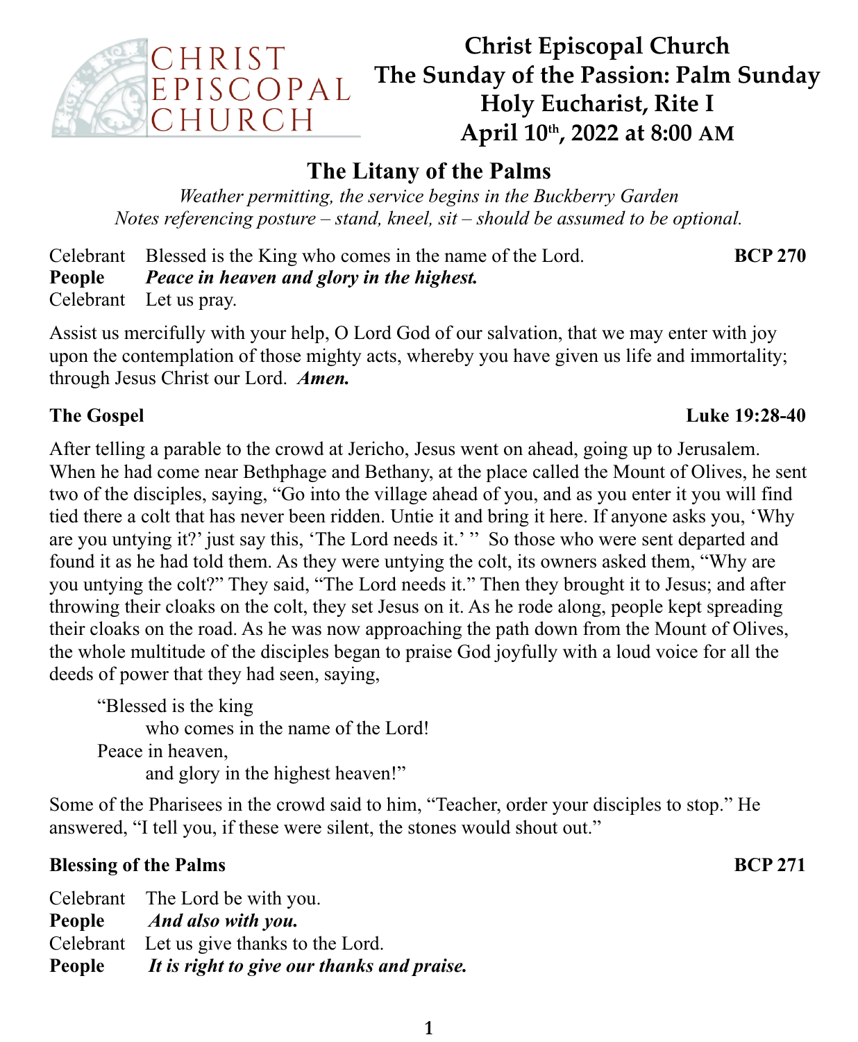# Christ Episcopal Church
## The Sunday of the Passion: Palm Sunday
## Holy Eucharist, Rite I
## April 10th, 2022 at 8:00 AM

## The Litany of the Palms

*Weather permitting, the service begins in the Buckberry Garden*
*Notes referencing posture – stand, kneel, sit – should be assumed to be optional.*

Celebrant Blessed is the King who comes in the name of the Lord. **BCP 270**
**People** ***Peace in heaven and glory in the highest.***
Celebrant Let us pray.

Assist us mercifully with your help, O Lord God of our salvation, that we may enter with joy upon the contemplation of those mighty acts, whereby you have given us life and immortality; through Jesus Christ our Lord. ***Amen.***

**The Gospel** **Luke 19:28-40**

After telling a parable to the crowd at Jericho, Jesus went on ahead, going up to Jerusalem. When he had come near Bethphage and Bethany, at the place called the Mount of Olives, he sent two of the disciples, saying, "Go into the village ahead of you, and as you enter it you will find tied there a colt that has never been ridden. Untie it and bring it here. If anyone asks you, 'Why are you untying it?' just say this, 'The Lord needs it.' " So those who were sent departed and found it as he had told them. As they were untying the colt, its owners asked them, "Why are you untying the colt?" They said, "The Lord needs it." Then they brought it to Jesus; and after throwing their cloaks on the colt, they set Jesus on it. As he rode along, people kept spreading their cloaks on the road. As he was now approaching the path down from the Mount of Olives, the whole multitude of the disciples began to praise God joyfully with a loud voice for all the deeds of power that they had seen, saying,

> "Blessed is the king
> who comes in the name of the Lord!
> Peace in heaven,
> and glory in the highest heaven!"

Some of the Pharisees in the crowd said to him, "Teacher, order your disciples to stop." He answered, "I tell you, if these were silent, the stones would shout out."

**Blessing of the Palms** **BCP 271**

Celebrant The Lord be with you.
**People** ***And also with you.***
Celebrant Let us give thanks to the Lord.
**People** ***It is right to give our thanks and praise.***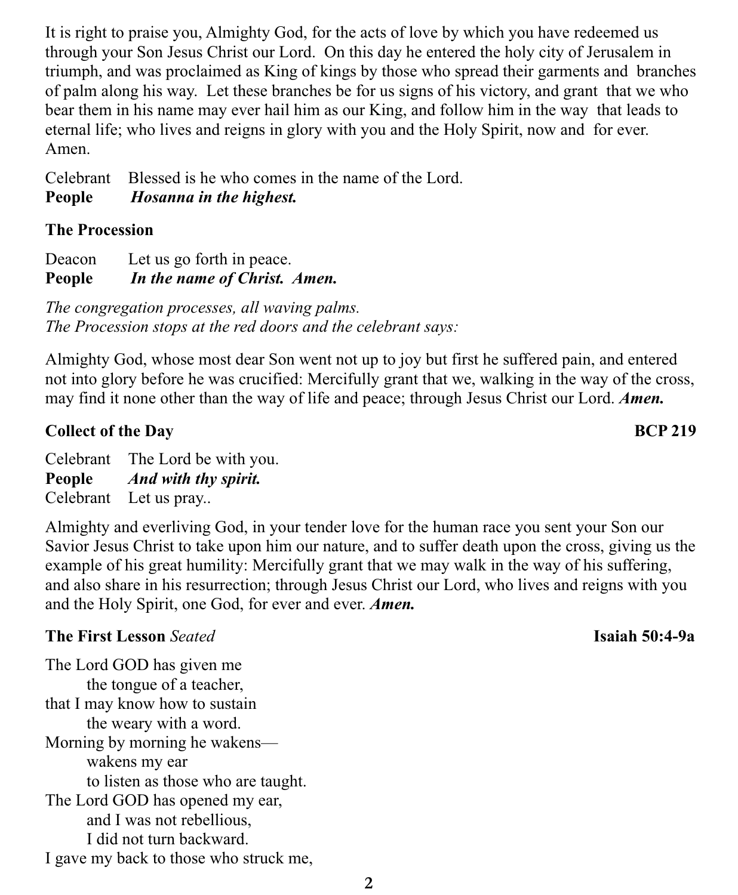It is right to praise you, Almighty God, for the acts of love by which you have redeemed us through your Son Jesus Christ our Lord. On this day he entered the holy city of Jerusalem in triumph, and was proclaimed as King of kings by those who spread their garments and branches of palm along his way. Let these branches be for us signs of his victory, and grant that we who bear them in his name may ever hail him as our King, and follow him in the way that leads to eternal life; who lives and reigns in glory with you and the Holy Spirit, now and for ever. Amen.

Celebrant Blessed is he who comes in the name of the Lord.
**People** ***Hosanna in the highest.***

**The Procession**

Deacon Let us go forth in peace.
**People** ***In the name of Christ. Amen.***

*The congregation processes, all waving palms.*
*The Procession stops at the red doors and the celebrant says:*

Almighty God, whose most dear Son went not up to joy but first he suffered pain, and entered not into glory before he was crucified: Mercifully grant that we, walking in the way of the cross, may find it none other than the way of life and peace; through Jesus Christ our Lord. ***Amen.***

**Collect of the Day** **BCP 219**

Celebrant The Lord be with you.
**People** ***And with thy spirit.***
Celebrant Let us pray..

Almighty and everliving God, in your tender love for the human race you sent your Son our Savior Jesus Christ to take upon him our nature, and to suffer death upon the cross, giving us the example of his great humility: Mercifully grant that we may walk in the way of his suffering, and also share in his resurrection; through Jesus Christ our Lord, who lives and reigns with you and the Holy Spirit, one God, for ever and ever. ***Amen.***

**The First Lesson** *Seated* **Isaiah 50:4-9a**

The Lord GOD has given me
 the tongue of a teacher,
that I may know how to sustain
 the weary with a word.
Morning by morning he wakens—
 wakens my ear
 to listen as those who are taught.
The Lord GOD has opened my ear,
 and I was not rebellious,
 I did not turn backward.
I gave my back to those who struck me,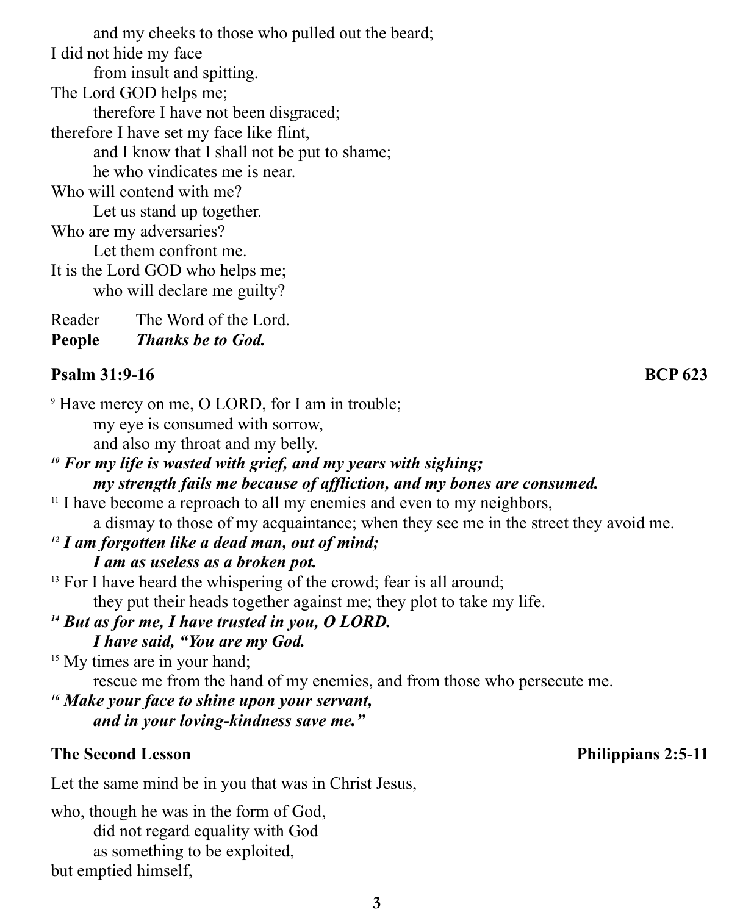and my cheeks to those who pulled out the beard;
I did not hide my face
from insult and spitting.
The Lord GOD helps me;
therefore I have not been disgraced;
therefore I have set my face like flint,
and I know that I shall not be put to shame;
he who vindicates me is near.
Who will contend with me?
Let us stand up together.
Who are my adversaries?
Let them confront me.
It is the Lord GOD who helps me;
who will declare me guilty?

Reader The Word of the Lord.
**People** ***Thanks be to God.***

**Psalm 31:9-16** **BCP 623**

9 Have mercy on me, O LORD, for I am in trouble;
my eye is consumed with sorrow,
and also my throat and my belly.

***10 For my life is wasted with grief, and my years with sighing;***
***my strength fails me because of affliction, and my bones are consumed.***

11 I have become a reproach to all my enemies and even to my neighbors,
a dismay to those of my acquaintance; when they see me in the street they avoid me.

***12 I am forgotten like a dead man, out of mind;***
***I am as useless as a broken pot.***

13 For I have heard the whispering of the crowd; fear is all around;
they put their heads together against me; they plot to take my life.

***14 But as for me, I have trusted in you, O LORD.***
***I have said, "You are my God.***

15 My times are in your hand;
rescue me from the hand of my enemies, and from those who persecute me.

***16 Make your face to shine upon your servant,***
***and in your loving-kindness save me."***

**The Second Lesson** **Philippians 2:5-11**

Let the same mind be in you that was in Christ Jesus,

who, though he was in the form of God,
did not regard equality with God
as something to be exploited,
but emptied himself,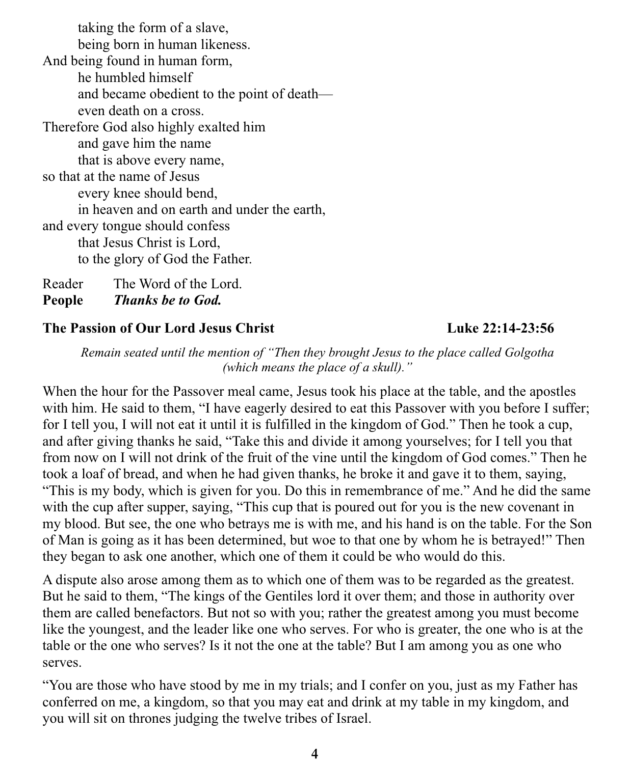taking the form of a slave,
being born in human likeness.
And being found in human form,
he humbled himself
and became obedient to the point of death—
even death on a cross.
Therefore God also highly exalted him
and gave him the name
that is above every name,
so that at the name of Jesus
every knee should bend,
in heaven and on earth and under the earth,
and every tongue should confess
that Jesus Christ is Lord,
to the glory of God the Father.

Reader The Word of the Lord.
**People** ***Thanks be to God.***

**The Passion of Our Lord Jesus Christ** **Luke 22:14-23:56**

*Remain seated until the mention of "Then they brought Jesus to the place called Golgotha (which means the place of a skull)."*

When the hour for the Passover meal came, Jesus took his place at the table, and the apostles with him. He said to them, "I have eagerly desired to eat this Passover with you before I suffer; for I tell you, I will not eat it until it is fulfilled in the kingdom of God." Then he took a cup, and after giving thanks he said, "Take this and divide it among yourselves; for I tell you that from now on I will not drink of the fruit of the vine until the kingdom of God comes." Then he took a loaf of bread, and when he had given thanks, he broke it and gave it to them, saying, "This is my body, which is given for you. Do this in remembrance of me." And he did the same with the cup after supper, saying, "This cup that is poured out for you is the new covenant in my blood. But see, the one who betrays me is with me, and his hand is on the table. For the Son of Man is going as it has been determined, but woe to that one by whom he is betrayed!" Then they began to ask one another, which one of them it could be who would do this.

A dispute also arose among them as to which one of them was to be regarded as the greatest. But he said to them, "The kings of the Gentiles lord it over them; and those in authority over them are called benefactors. But not so with you; rather the greatest among you must become like the youngest, and the leader like one who serves. For who is greater, the one who is at the table or the one who serves? Is it not the one at the table? But I am among you as one who serves.

"You are those who have stood by me in my trials; and I confer on you, just as my Father has conferred on me, a kingdom, so that you may eat and drink at my table in my kingdom, and you will sit on thrones judging the twelve tribes of Israel.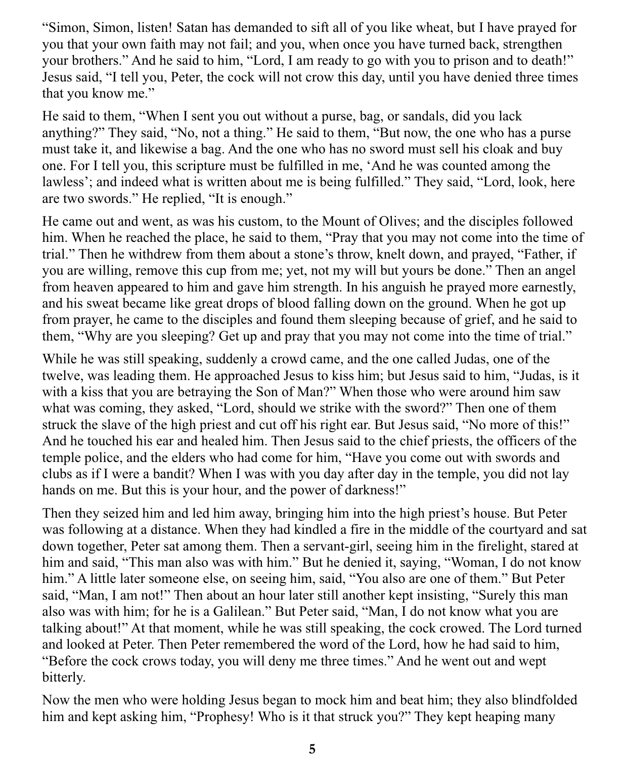"Simon, Simon, listen! Satan has demanded to sift all of you like wheat, but I have prayed for you that your own faith may not fail; and you, when once you have turned back, strengthen your brothers." And he said to him, "Lord, I am ready to go with you to prison and to death!" Jesus said, "I tell you, Peter, the cock will not crow this day, until you have denied three times that you know me."

He said to them, "When I sent you out without a purse, bag, or sandals, did you lack anything?" They said, "No, not a thing." He said to them, "But now, the one who has a purse must take it, and likewise a bag. And the one who has no sword must sell his cloak and buy one. For I tell you, this scripture must be fulfilled in me, 'And he was counted among the lawless'; and indeed what is written about me is being fulfilled." They said, "Lord, look, here are two swords." He replied, "It is enough."

He came out and went, as was his custom, to the Mount of Olives; and the disciples followed him. When he reached the place, he said to them, "Pray that you may not come into the time of trial." Then he withdrew from them about a stone's throw, knelt down, and prayed, "Father, if you are willing, remove this cup from me; yet, not my will but yours be done." Then an angel from heaven appeared to him and gave him strength. In his anguish he prayed more earnestly, and his sweat became like great drops of blood falling down on the ground. When he got up from prayer, he came to the disciples and found them sleeping because of grief, and he said to them, "Why are you sleeping? Get up and pray that you may not come into the time of trial."

While he was still speaking, suddenly a crowd came, and the one called Judas, one of the twelve, was leading them. He approached Jesus to kiss him; but Jesus said to him, "Judas, is it with a kiss that you are betraying the Son of Man?" When those who were around him saw what was coming, they asked, "Lord, should we strike with the sword?" Then one of them struck the slave of the high priest and cut off his right ear. But Jesus said, "No more of this!" And he touched his ear and healed him. Then Jesus said to the chief priests, the officers of the temple police, and the elders who had come for him, "Have you come out with swords and clubs as if I were a bandit? When I was with you day after day in the temple, you did not lay hands on me. But this is your hour, and the power of darkness!"

Then they seized him and led him away, bringing him into the high priest's house. But Peter was following at a distance. When they had kindled a fire in the middle of the courtyard and sat down together, Peter sat among them. Then a servant-girl, seeing him in the firelight, stared at him and said, "This man also was with him." But he denied it, saying, "Woman, I do not know him." A little later someone else, on seeing him, said, "You also are one of them." But Peter said, "Man, I am not!" Then about an hour later still another kept insisting, "Surely this man also was with him; for he is a Galilean." But Peter said, "Man, I do not know what you are talking about!" At that moment, while he was still speaking, the cock crowed. The Lord turned and looked at Peter. Then Peter remembered the word of the Lord, how he had said to him, "Before the cock crows today, you will deny me three times." And he went out and wept bitterly.

Now the men who were holding Jesus began to mock him and beat him; they also blindfolded him and kept asking him, "Prophesy! Who is it that struck you?" They kept heaping many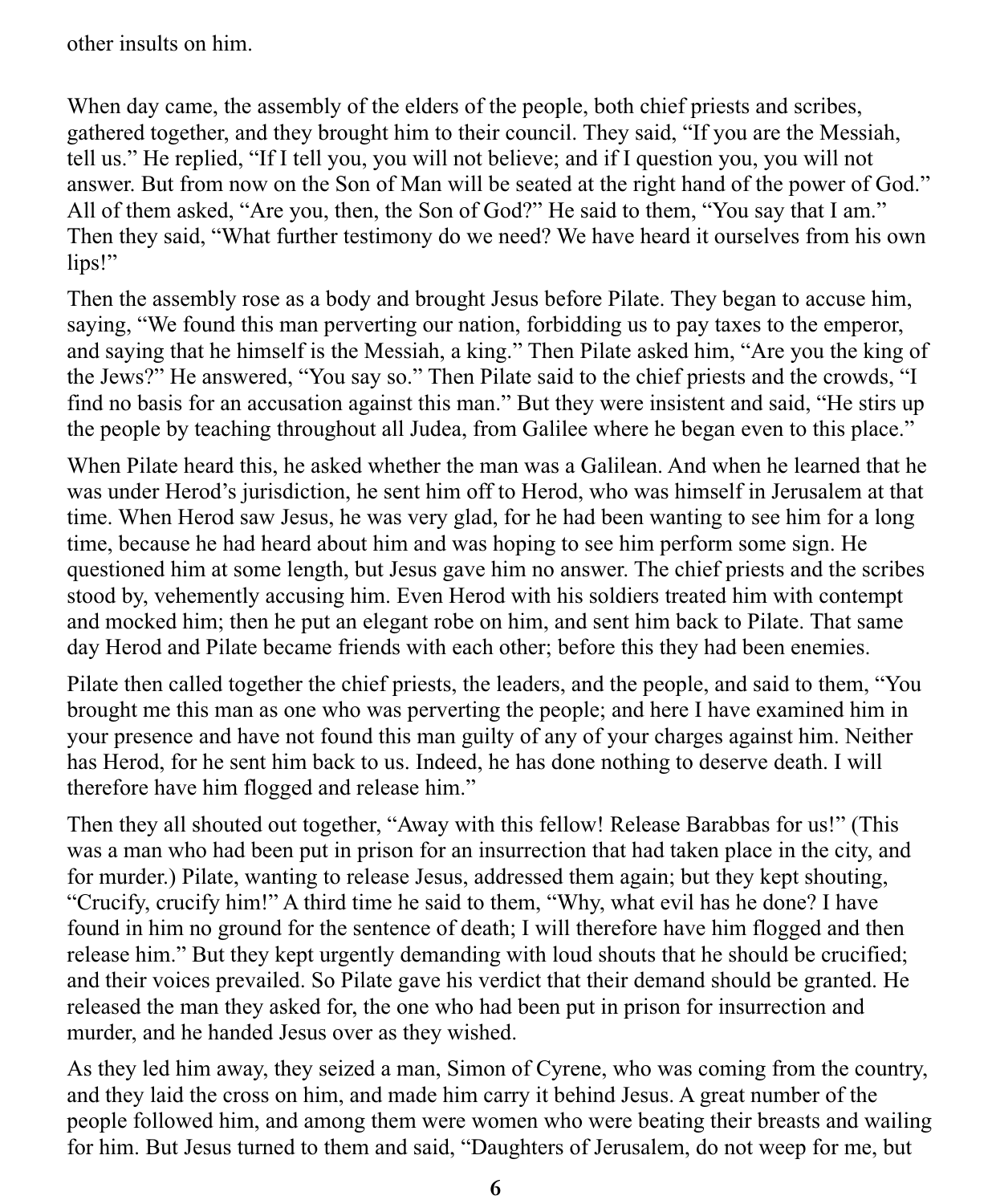other insults on him.

When day came, the assembly of the elders of the people, both chief priests and scribes, gathered together, and they brought him to their council. They said, “If you are the Messiah, tell us.” He replied, “If I tell you, you will not believe; and if I question you, you will not answer. But from now on the Son of Man will be seated at the right hand of the power of God.” All of them asked, “Are you, then, the Son of God?” He said to them, “You say that I am.” Then they said, “What further testimony do we need? We have heard it ourselves from his own lips!”

Then the assembly rose as a body and brought Jesus before Pilate. They began to accuse him, saying, “We found this man perverting our nation, forbidding us to pay taxes to the emperor, and saying that he himself is the Messiah, a king.” Then Pilate asked him, “Are you the king of the Jews?” He answered, “You say so.” Then Pilate said to the chief priests and the crowds, “I find no basis for an accusation against this man.” But they were insistent and said, “He stirs up the people by teaching throughout all Judea, from Galilee where he began even to this place.”

When Pilate heard this, he asked whether the man was a Galilean. And when he learned that he was under Herod’s jurisdiction, he sent him off to Herod, who was himself in Jerusalem at that time. When Herod saw Jesus, he was very glad, for he had been wanting to see him for a long time, because he had heard about him and was hoping to see him perform some sign. He questioned him at some length, but Jesus gave him no answer. The chief priests and the scribes stood by, vehemently accusing him. Even Herod with his soldiers treated him with contempt and mocked him; then he put an elegant robe on him, and sent him back to Pilate. That same day Herod and Pilate became friends with each other; before this they had been enemies.

Pilate then called together the chief priests, the leaders, and the people, and said to them, “You brought me this man as one who was perverting the people; and here I have examined him in your presence and have not found this man guilty of any of your charges against him. Neither has Herod, for he sent him back to us. Indeed, he has done nothing to deserve death. I will therefore have him flogged and release him.”

Then they all shouted out together, “Away with this fellow! Release Barabbas for us!” (This was a man who had been put in prison for an insurrection that had taken place in the city, and for murder.) Pilate, wanting to release Jesus, addressed them again; but they kept shouting, “Crucify, crucify him!” A third time he said to them, “Why, what evil has he done? I have found in him no ground for the sentence of death; I will therefore have him flogged and then release him.” But they kept urgently demanding with loud shouts that he should be crucified; and their voices prevailed. So Pilate gave his verdict that their demand should be granted. He released the man they asked for, the one who had been put in prison for insurrection and murder, and he handed Jesus over as they wished.

As they led him away, they seized a man, Simon of Cyrene, who was coming from the country, and they laid the cross on him, and made him carry it behind Jesus. A great number of the people followed him, and among them were women who were beating their breasts and wailing for him. But Jesus turned to them and said, “Daughters of Jerusalem, do not weep for me, but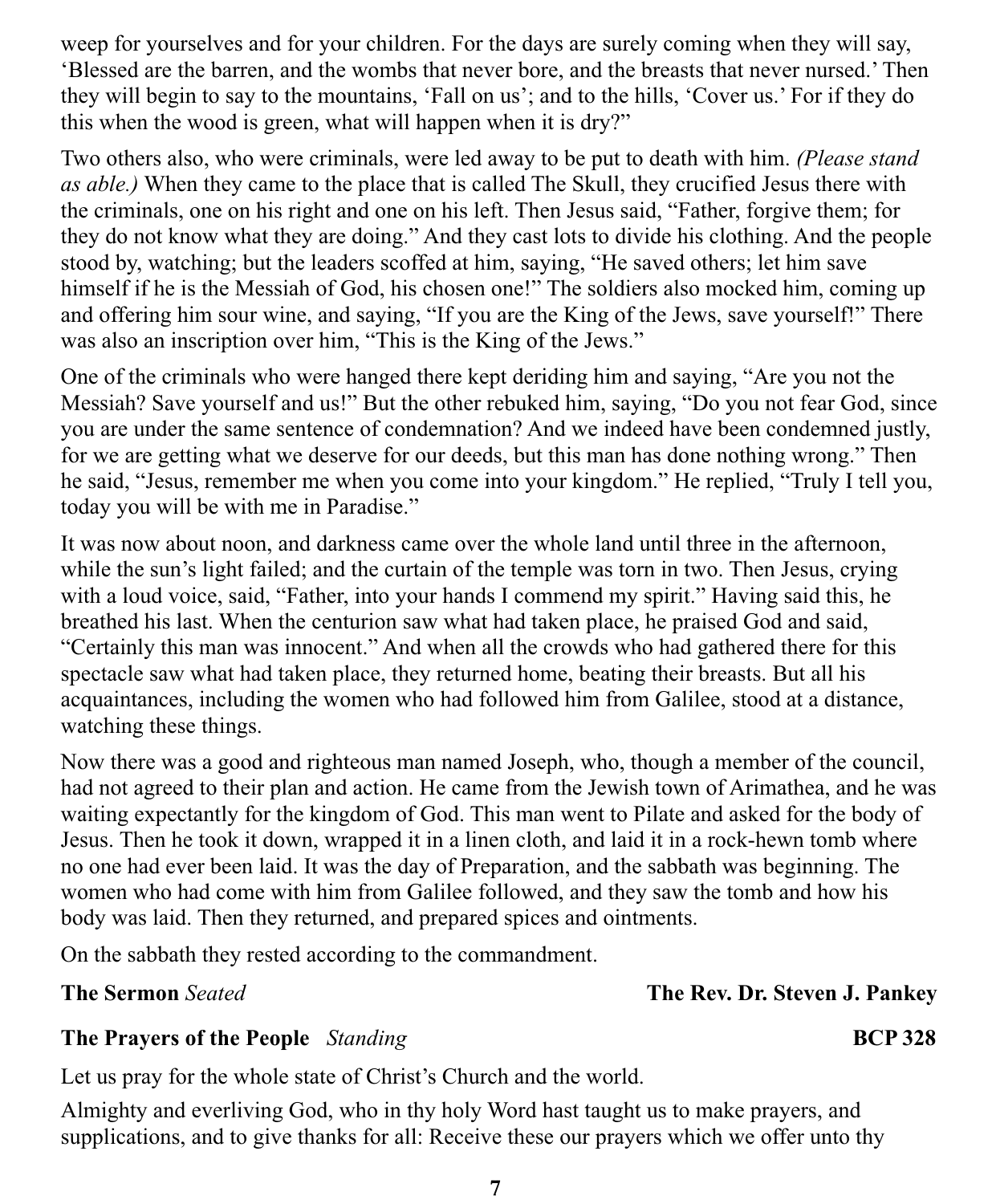weep for yourselves and for your children. For the days are surely coming when they will say, 'Blessed are the barren, and the wombs that never bore, and the breasts that never nursed.' Then they will begin to say to the mountains, 'Fall on us'; and to the hills, 'Cover us.' For if they do this when the wood is green, what will happen when it is dry?"

Two others also, who were criminals, were led away to be put to death with him. *(Please stand as able.)* When they came to the place that is called The Skull, they crucified Jesus there with the criminals, one on his right and one on his left. Then Jesus said, "Father, forgive them; for they do not know what they are doing." And they cast lots to divide his clothing. And the people stood by, watching; but the leaders scoffed at him, saying, "He saved others; let him save himself if he is the Messiah of God, his chosen one!" The soldiers also mocked him, coming up and offering him sour wine, and saying, "If you are the King of the Jews, save yourself!" There was also an inscription over him, "This is the King of the Jews."

One of the criminals who were hanged there kept deriding him and saying, "Are you not the Messiah? Save yourself and us!" But the other rebuked him, saying, "Do you not fear God, since you are under the same sentence of condemnation? And we indeed have been condemned justly, for we are getting what we deserve for our deeds, but this man has done nothing wrong." Then he said, "Jesus, remember me when you come into your kingdom." He replied, "Truly I tell you, today you will be with me in Paradise."

It was now about noon, and darkness came over the whole land until three in the afternoon, while the sun's light failed; and the curtain of the temple was torn in two. Then Jesus, crying with a loud voice, said, "Father, into your hands I commend my spirit." Having said this, he breathed his last. When the centurion saw what had taken place, he praised God and said, "Certainly this man was innocent." And when all the crowds who had gathered there for this spectacle saw what had taken place, they returned home, beating their breasts. But all his acquaintances, including the women who had followed him from Galilee, stood at a distance, watching these things.

Now there was a good and righteous man named Joseph, who, though a member of the council, had not agreed to their plan and action. He came from the Jewish town of Arimathea, and he was waiting expectantly for the kingdom of God. This man went to Pilate and asked for the body of Jesus. Then he took it down, wrapped it in a linen cloth, and laid it in a rock-hewn tomb where no one had ever been laid. It was the day of Preparation, and the sabbath was beginning. The women who had come with him from Galilee followed, and they saw the tomb and how his body was laid. Then they returned, and prepared spices and ointments.

On the sabbath they rested according to the commandment.

**The Sermon** *Seated* **The Rev. Dr. Steven J. Pankey**

**The Prayers of the People** *Standing* **BCP 328**

Let us pray for the whole state of Christ's Church and the world.

Almighty and everliving God, who in thy holy Word hast taught us to make prayers, and supplications, and to give thanks for all: Receive these our prayers which we offer unto thy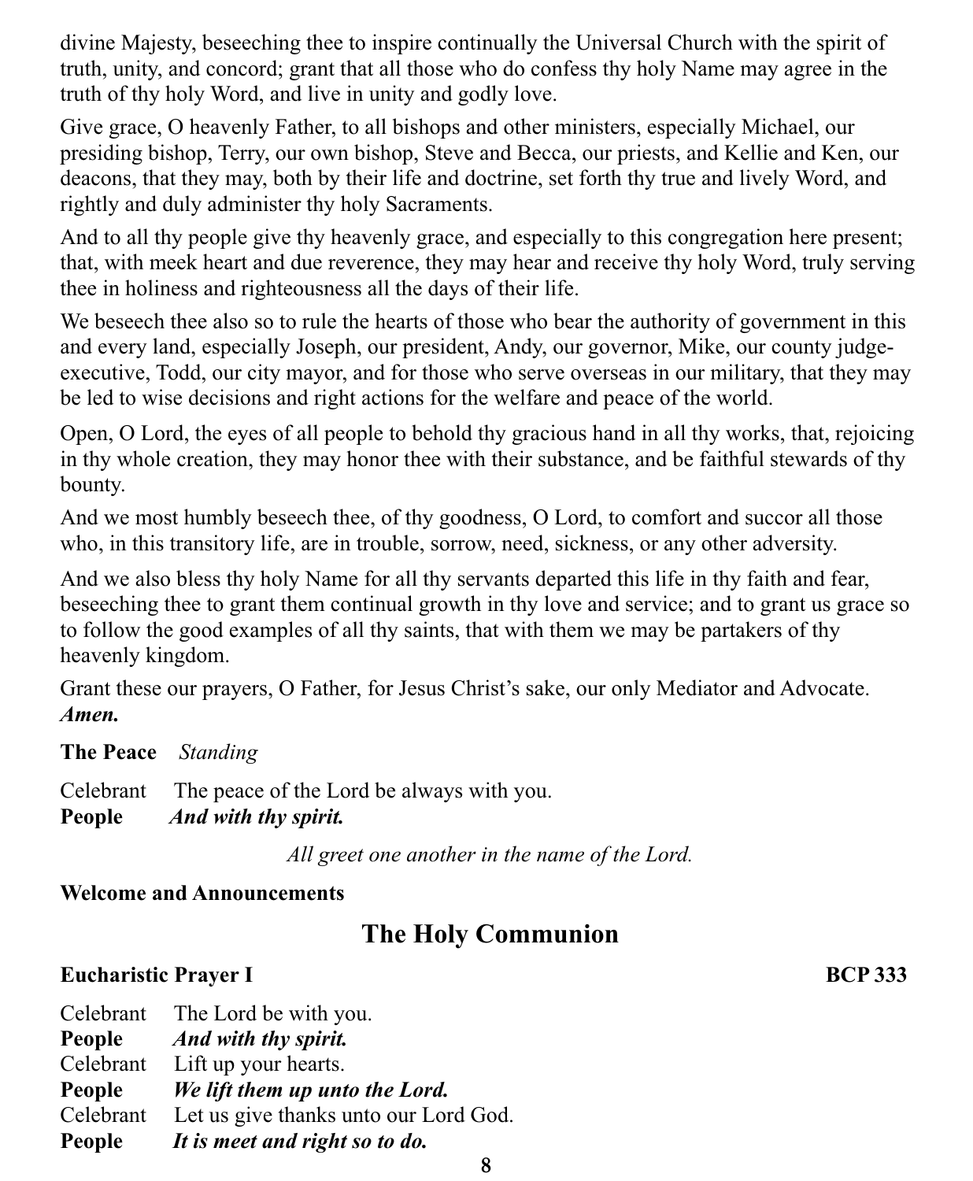divine Majesty, beseeching thee to inspire continually the Universal Church with the spirit of truth, unity, and concord; grant that all those who do confess thy holy Name may agree in the truth of thy holy Word, and live in unity and godly love.

Give grace, O heavenly Father, to all bishops and other ministers, especially Michael, our presiding bishop, Terry, our own bishop, Steve and Becca, our priests, and Kellie and Ken, our deacons, that they may, both by their life and doctrine, set forth thy true and lively Word, and rightly and duly administer thy holy Sacraments.

And to all thy people give thy heavenly grace, and especially to this congregation here present; that, with meek heart and due reverence, they may hear and receive thy holy Word, truly serving thee in holiness and righteousness all the days of their life.

We beseech thee also so to rule the hearts of those who bear the authority of government in this and every land, especially Joseph, our president, Andy, our governor, Mike, our county judge-executive, Todd, our city mayor, and for those who serve overseas in our military, that they may be led to wise decisions and right actions for the welfare and peace of the world.

Open, O Lord, the eyes of all people to behold thy gracious hand in all thy works, that, rejoicing in thy whole creation, they may honor thee with their substance, and be faithful stewards of thy bounty.

And we most humbly beseech thee, of thy goodness, O Lord, to comfort and succor all those who, in this transitory life, are in trouble, sorrow, need, sickness, or any other adversity.

And we also bless thy holy Name for all thy servants departed this life in thy faith and fear, beseeching thee to grant them continual growth in thy love and service; and to grant us grace so to follow the good examples of all thy saints, that with them we may be partakers of thy heavenly kingdom.

Grant these our prayers, O Father, for Jesus Christ's sake, our only Mediator and Advocate.
***Amen.***

**The Peace** *Standing*

Celebrant The peace of the Lord be always with you.
**People** ***And with thy spirit.***

*All greet one another in the name of the Lord.*

**Welcome and Announcements**

## The Holy Communion

**Eucharistic Prayer I** **BCP 333**

Celebrant The Lord be with you.
**People** ***And with thy spirit.***
Celebrant Lift up your hearts.
**People** ***We lift them up unto the Lord.***
Celebrant Let us give thanks unto our Lord God.
**People** ***It is meet and right so to do.***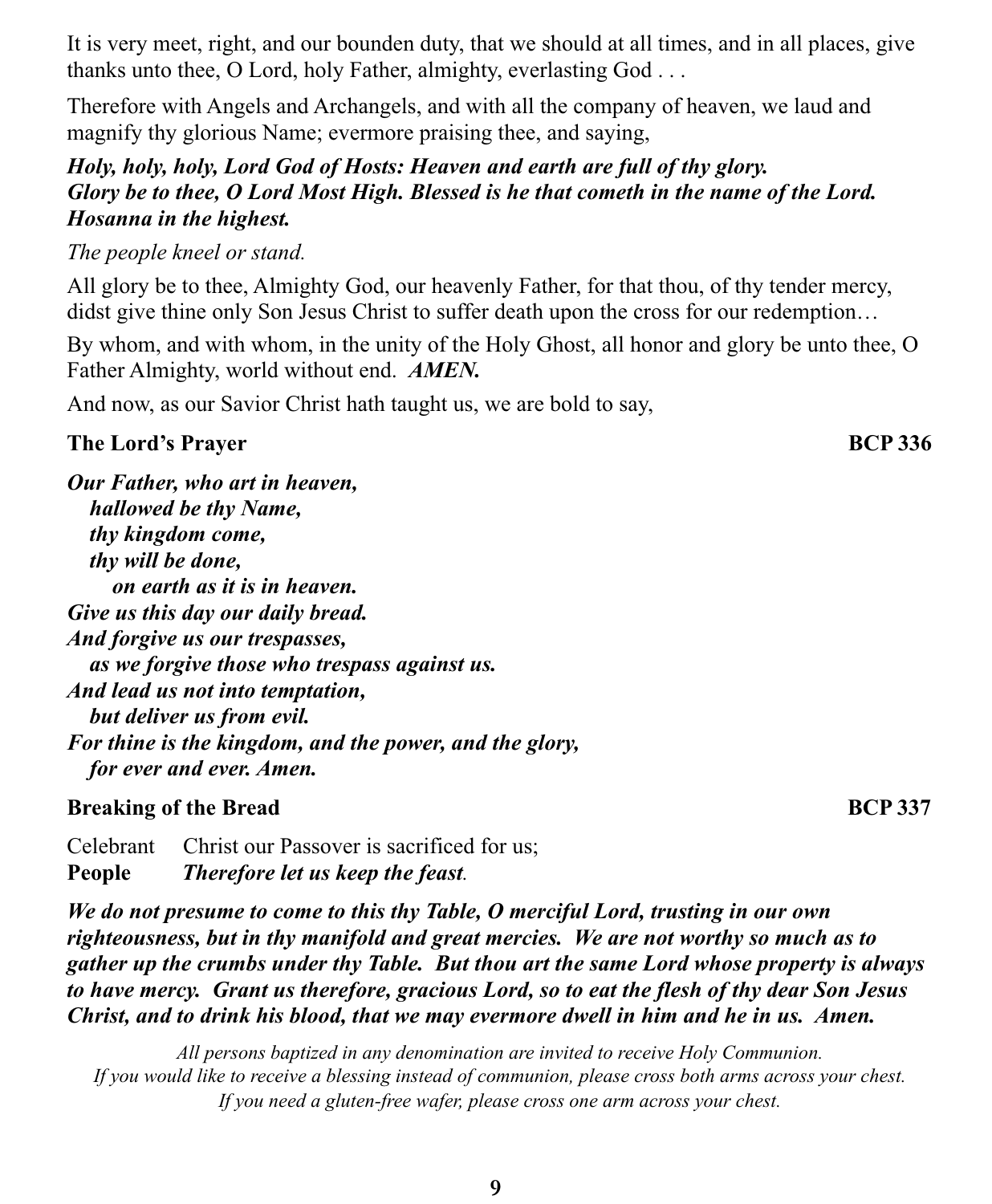It is very meet, right, and our bounden duty, that we should at all times, and in all places, give thanks unto thee, O Lord, holy Father, almighty, everlasting God . . .

Therefore with Angels and Archangels, and with all the company of heaven, we laud and magnify thy glorious Name; evermore praising thee, and saying,

***Holy, holy, holy, Lord God of Hosts: Heaven and earth are full of thy glory. Glory be to thee, O Lord Most High. Blessed is he that cometh in the name of the Lord. Hosanna in the highest.***

*The people kneel or stand.*

All glory be to thee, Almighty God, our heavenly Father, for that thou, of thy tender mercy, didst give thine only Son Jesus Christ to suffer death upon the cross for our redemption…

By whom, and with whom, in the unity of the Holy Ghost, all honor and glory be unto thee, O Father Almighty, world without end. ***AMEN.***

And now, as our Savior Christ hath taught us, we are bold to say,

**The Lord's Prayer** **BCP 336**

***Our Father, who art in heaven,***
***hallowed be thy Name,***
***thy kingdom come,***
***thy will be done,***
***on earth as it is in heaven.***
***Give us this day our daily bread.***
***And forgive us our trespasses,***
***as we forgive those who trespass against us.***
***And lead us not into temptation,***
***but deliver us from evil.***
***For thine is the kingdom, and the power, and the glory,***
***for ever and ever. Amen.***

**Breaking of the Bread** **BCP 337**

Celebrant Christ our Passover is sacrificed for us;
**People** ***Therefore let us keep the feast.***

***We do not presume to come to this thy Table, O merciful Lord, trusting in our own righteousness, but in thy manifold and great mercies. We are not worthy so much as to gather up the crumbs under thy Table. But thou art the same Lord whose property is always to have mercy. Grant us therefore, gracious Lord, so to eat the flesh of thy dear Son Jesus Christ, and to drink his blood, that we may evermore dwell in him and he in us. Amen.***

*All persons baptized in any denomination are invited to receive Holy Communion.*
*If you would like to receive a blessing instead of communion, please cross both arms across your chest.*
*If you need a gluten-free wafer, please cross one arm across your chest.*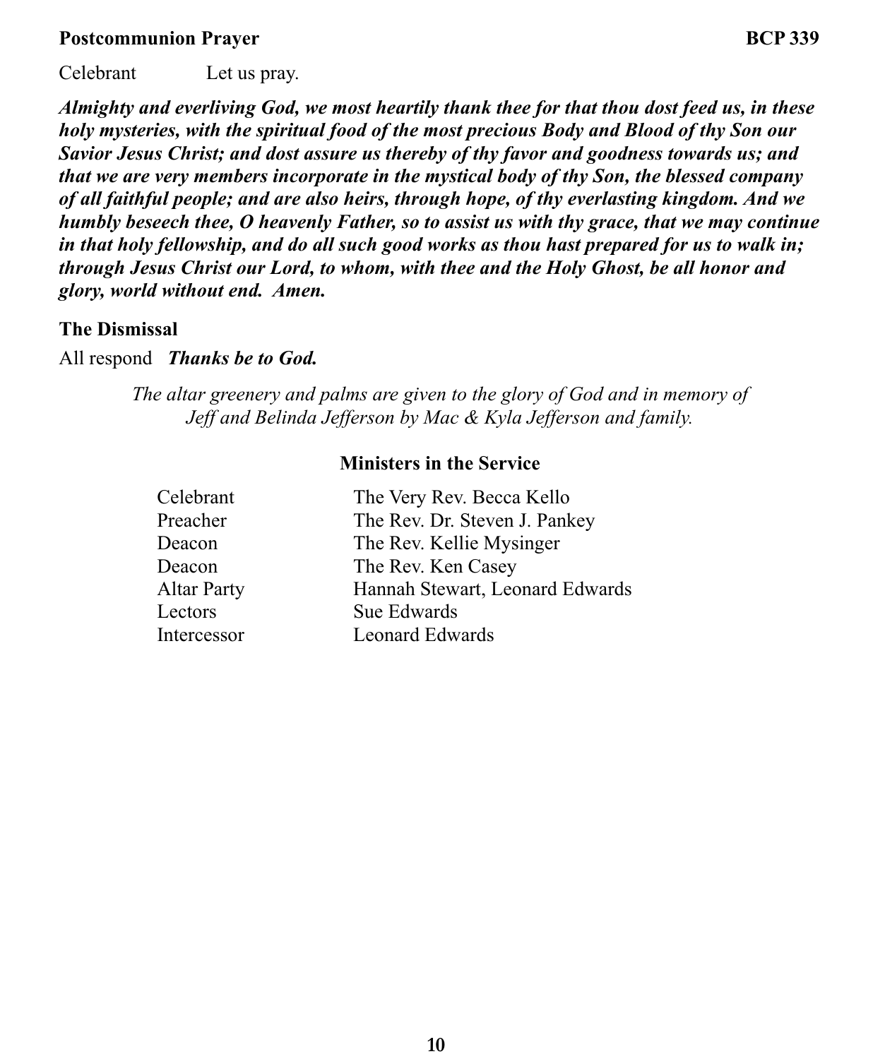**Postcommunion Prayer** **BCP 339**

Celebrant Let us pray.

***Almighty and everliving God, we most heartily thank thee for that thou dost feed us, in these holy mysteries, with the spiritual food of the most precious Body and Blood of thy Son our Savior Jesus Christ; and dost assure us thereby of thy favor and goodness towards us; and that we are very members incorporate in the mystical body of thy Son, the blessed company of all faithful people; and are also heirs, through hope, of thy everlasting kingdom. And we humbly beseech thee, O heavenly Father, so to assist us with thy grace, that we may continue in that holy fellowship, and do all such good works as thou hast prepared for us to walk in; through Jesus Christ our Lord, to whom, with thee and the Holy Ghost, be all honor and glory, world without end. Amen.***

**The Dismissal**

All respond ***Thanks be to God.***

*The altar greenery and palms are given to the glory of God and in memory of Jeff and Belinda Jefferson by Mac & Kyla Jefferson and family.*

**Ministers in the Service**

| | |
|---|---|
| Celebrant | The Very Rev. Becca Kello |
| Preacher | The Rev. Dr. Steven J. Pankey |
| Deacon | The Rev. Kellie Mysinger |
| Deacon | The Rev. Ken Casey |
| Altar Party | Hannah Stewart, Leonard Edwards |
| Lectors | Sue Edwards |
| Intercessor | Leonard Edwards |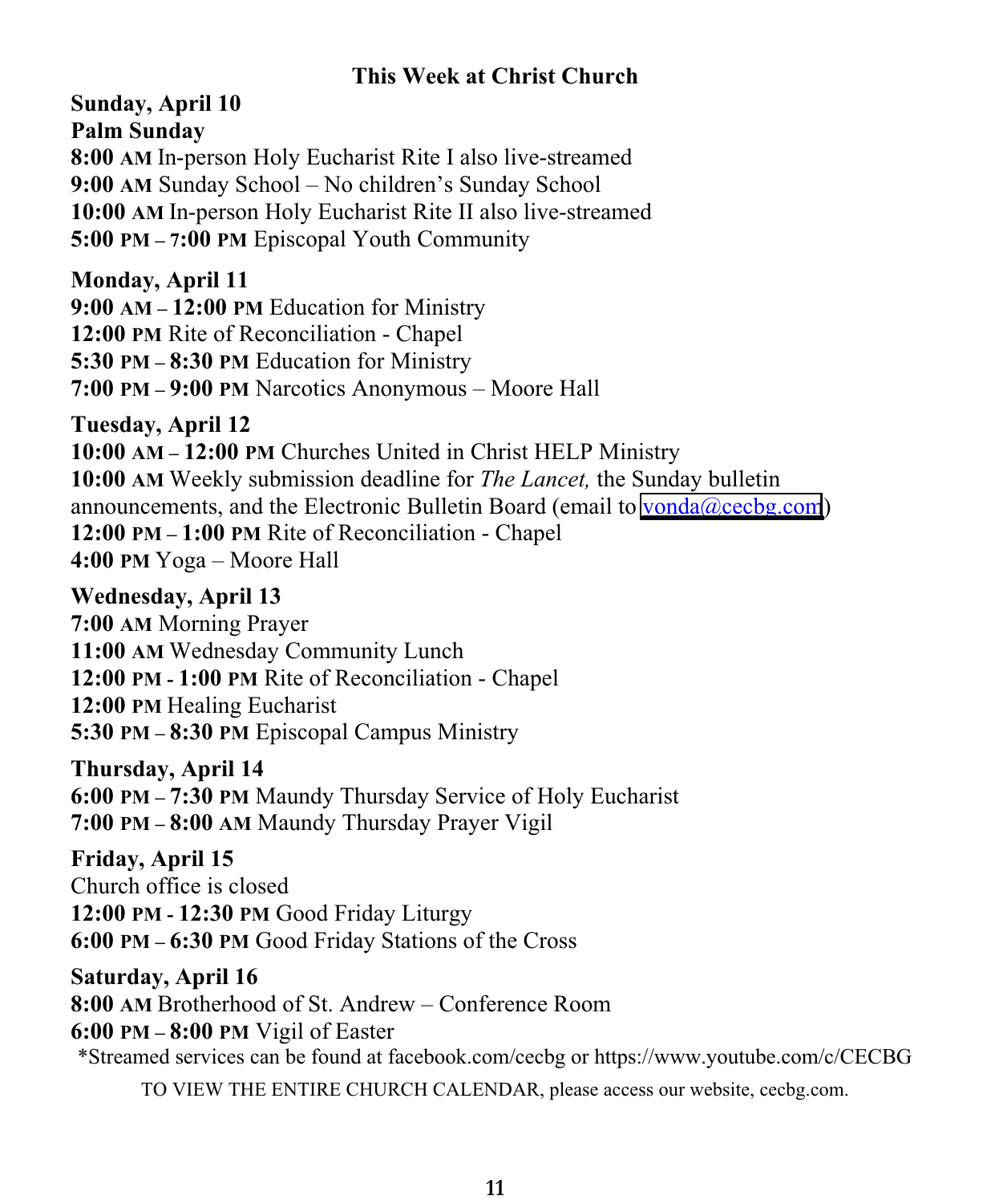## This Week at Christ Church

**Sunday, April 10**
**Palm Sunday**
**8:00 AM** In-person Holy Eucharist Rite I also live-streamed
**9:00 AM** Sunday School – No children's Sunday School
**10:00 AM** In-person Holy Eucharist Rite II also live-streamed
**5:00 PM – 7:00 PM** Episcopal Youth Community

**Monday, April 11**
**9:00 AM – 12:00 PM** Education for Ministry
**12:00 PM** Rite of Reconciliation - Chapel
**5:30 PM – 8:30 PM** Education for Ministry
**7:00 PM – 9:00 PM** Narcotics Anonymous – Moore Hall

**Tuesday, April 12**
**10:00 AM – 12:00 PM** Churches United in Christ HELP Ministry
**10:00 AM** Weekly submission deadline for *The Lancet,* the Sunday bulletin announcements, and the Electronic Bulletin Board (email to vonda@cecbg.com)
**12:00 PM – 1:00 PM** Rite of Reconciliation - Chapel
**4:00 PM** Yoga – Moore Hall

**Wednesday, April 13**
**7:00 AM** Morning Prayer
**11:00 AM** Wednesday Community Lunch
**12:00 PM - 1:00 PM** Rite of Reconciliation - Chapel
**12:00 PM** Healing Eucharist
**5:30 PM – 8:30 PM** Episcopal Campus Ministry

**Thursday, April 14**
**6:00 PM – 7:30 PM** Maundy Thursday Service of Holy Eucharist
**7:00 PM – 8:00 AM** Maundy Thursday Prayer Vigil

**Friday, April 15**
Church office is closed
**12:00 PM - 12:30 PM** Good Friday Liturgy
**6:00 PM – 6:30 PM** Good Friday Stations of the Cross

**Saturday, April 16**
**8:00 AM** Brotherhood of St. Andrew – Conference Room
**6:00 PM – 8:00 PM** Vigil of Easter

*Streamed services can be found at facebook.com/cecbg or https://www.youtube.com/c/CECBG

TO VIEW THE ENTIRE CHURCH CALENDAR, please access our website, cecbg.com.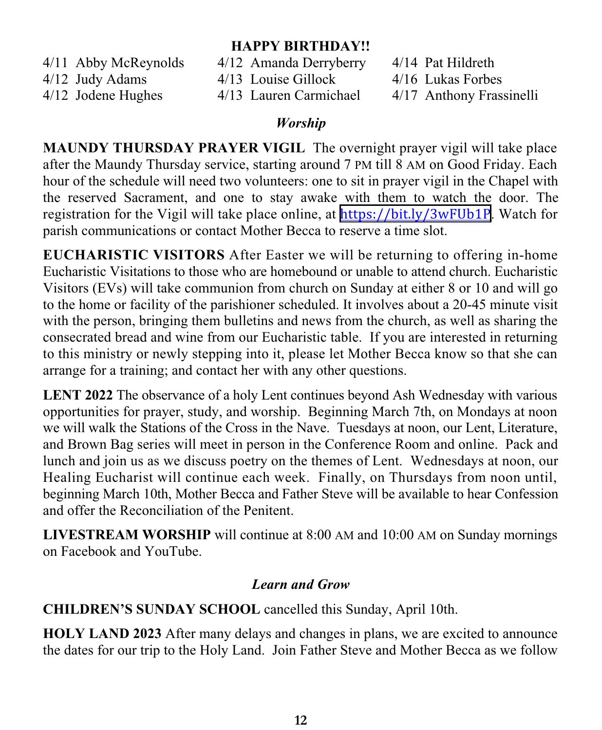## HAPPY BIRTHDAY!!

| | | |
|---|---|---|
| 4/11 Abby McReynolds | 4/12 Amanda Derryberry | 4/14 Pat Hildreth |
| 4/12 Judy Adams | 4/13 Louise Gillock | 4/16 Lukas Forbes |
| 4/12 Jodene Hughes | 4/13 Lauren Carmichael | 4/17 Anthony Frassinelli |

## *Worship*

**MAUNDY THURSDAY PRAYER VIGIL** The overnight prayer vigil will take place after the Maundy Thursday service, starting around 7 PM till 8 AM on Good Friday. Each hour of the schedule will need two volunteers: one to sit in prayer vigil in the Chapel with the reserved Sacrament, and one to stay awake with them to watch the door. The registration for the Vigil will take place online, at https://bit.ly/3wFUb1P. Watch for parish communications or contact Mother Becca to reserve a time slot.

**EUCHARISTIC VISITORS** After Easter we will be returning to offering in-home Eucharistic Visitations to those who are homebound or unable to attend church. Eucharistic Visitors (EVs) will take communion from church on Sunday at either 8 or 10 and will go to the home or facility of the parishioner scheduled. It involves about a 20-45 minute visit with the person, bringing them bulletins and news from the church, as well as sharing the consecrated bread and wine from our Eucharistic table. If you are interested in returning to this ministry or newly stepping into it, please let Mother Becca know so that she can arrange for a training; and contact her with any other questions.

**LENT 2022** The observance of a holy Lent continues beyond Ash Wednesday with various opportunities for prayer, study, and worship. Beginning March 7th, on Mondays at noon we will walk the Stations of the Cross in the Nave. Tuesdays at noon, our Lent, Literature, and Brown Bag series will meet in person in the Conference Room and online. Pack and lunch and join us as we discuss poetry on the themes of Lent. Wednesdays at noon, our Healing Eucharist will continue each week. Finally, on Thursdays from noon until, beginning March 10th, Mother Becca and Father Steve will be available to hear Confession and offer the Reconciliation of the Penitent.

**LIVESTREAM WORSHIP** will continue at 8:00 AM and 10:00 AM on Sunday mornings on Facebook and YouTube.

## *Learn and Grow*

**CHILDREN'S SUNDAY SCHOOL** cancelled this Sunday, April 10th.

**HOLY LAND 2023** After many delays and changes in plans, we are excited to announce the dates for our trip to the Holy Land. Join Father Steve and Mother Becca as we follow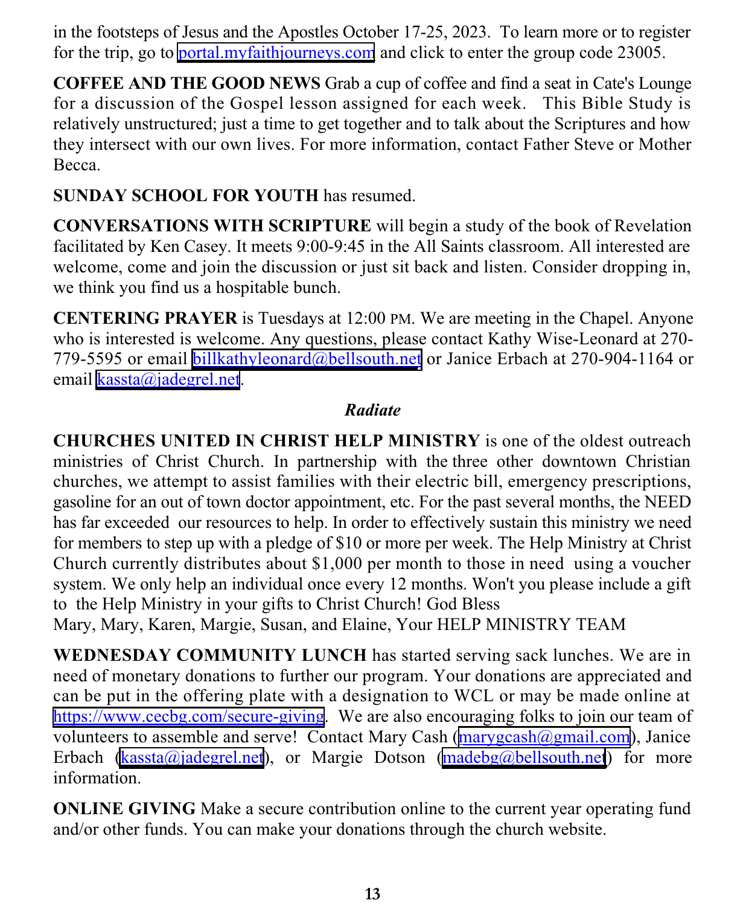in the footsteps of Jesus and the Apostles October 17-25, 2023. To learn more or to register for the trip, go to portal.myfaithjourneys.com and click to enter the group code 23005.

**COFFEE AND THE GOOD NEWS** Grab a cup of coffee and find a seat in Cate's Lounge for a discussion of the Gospel lesson assigned for each week. This Bible Study is relatively unstructured; just a time to get together and to talk about the Scriptures and how they intersect with our own lives. For more information, contact Father Steve or Mother Becca.

**SUNDAY SCHOOL FOR YOUTH** has resumed.

**CONVERSATIONS WITH SCRIPTURE** will begin a study of the book of Revelation facilitated by Ken Casey. It meets 9:00-9:45 in the All Saints classroom. All interested are welcome, come and join the discussion or just sit back and listen. Consider dropping in, we think you find us a hospitable bunch.

**CENTERING PRAYER** is Tuesdays at 12:00 PM. We are meeting in the Chapel. Anyone who is interested is welcome. Any questions, please contact Kathy Wise-Leonard at 270-779-5595 or email billkathyleonard@bellsouth.net or Janice Erbach at 270-904-1164 or email kassta@jadegrel.net.

### *Radiate*

**CHURCHES UNITED IN CHRIST HELP MINISTRY** is one of the oldest outreach ministries of Christ Church. In partnership with the three other downtown Christian churches, we attempt to assist families with their electric bill, emergency prescriptions, gasoline for an out of town doctor appointment, etc. For the past several months, the NEED has far exceeded our resources to help. In order to effectively sustain this ministry we need for members to step up with a pledge of $10 or more per week. The Help Ministry at Christ Church currently distributes about $1,000 per month to those in need using a voucher system. We only help an individual once every 12 months. Won't you please include a gift to the Help Ministry in your gifts to Christ Church! God Bless
Mary, Mary, Karen, Margie, Susan, and Elaine, Your HELP MINISTRY TEAM

**WEDNESDAY COMMUNITY LUNCH** has started serving sack lunches. We are in need of monetary donations to further our program. Your donations are appreciated and can be put in the offering plate with a designation to WCL or may be made online at https://www.cecbg.com/secure-giving. We are also encouraging folks to join our team of volunteers to assemble and serve! Contact Mary Cash (marygcash@gmail.com), Janice Erbach (kassta@jadegrel.net), or Margie Dotson (madebg@bellsouth.net) for more information.

**ONLINE GIVING** Make a secure contribution online to the current year operating fund and/or other funds. You can make your donations through the church website.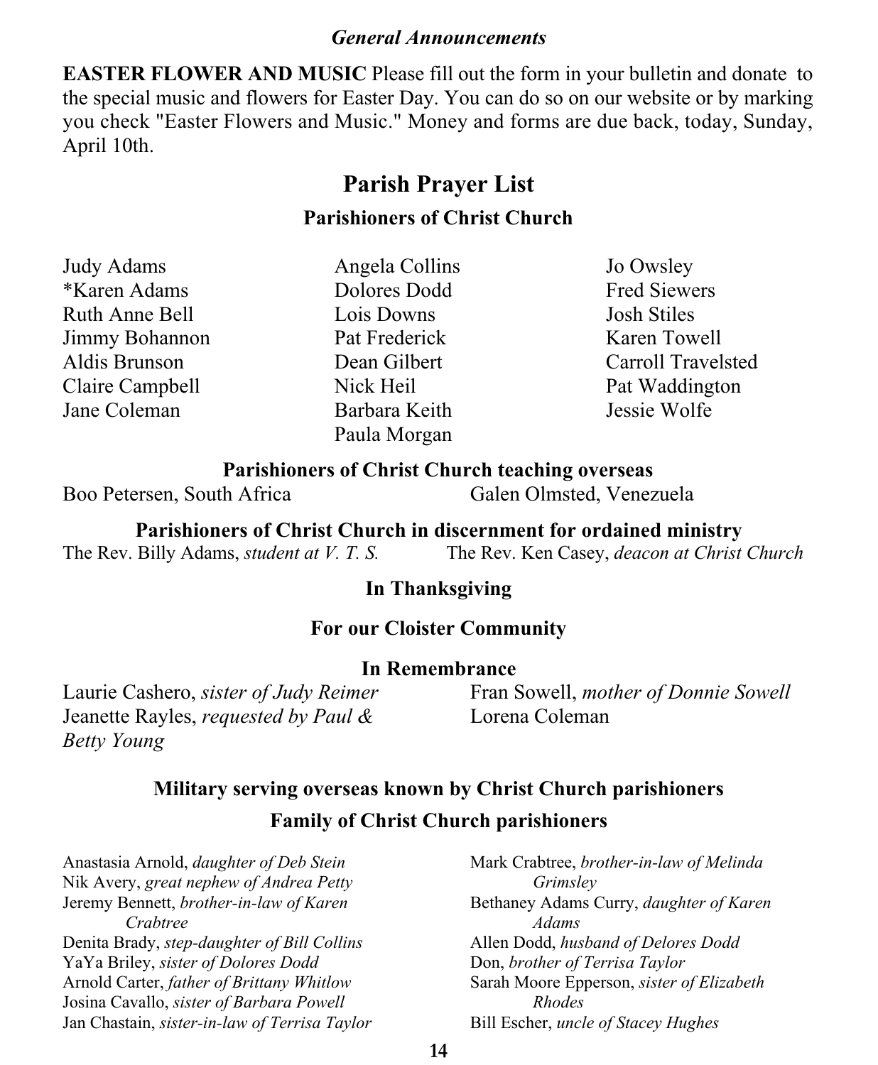### *General Announcements*

**EASTER FLOWER AND MUSIC** Please fill out the form in your bulletin and donate to the special music and flowers for Easter Day. You can do so on our website or by marking you check "Easter Flowers and Music." Money and forms are due back, today, Sunday, April 10th.

## Parish Prayer List

### Parishioners of Christ Church

Judy Adams
*Karen Adams
Ruth Anne Bell
Jimmy Bohannon
Aldis Brunson
Claire Campbell
Jane Coleman
Angela Collins
Dolores Dodd
Lois Downs
Pat Frederick
Dean Gilbert
Nick Heil
Barbara Keith
Paula Morgan
Jo Owsley
Fred Siewers
Josh Stiles
Karen Towell
Carroll Travelsted
Pat Waddington
Jessie Wolfe

### Parishioners of Christ Church teaching overseas

Boo Petersen, South Africa
Galen Olmsted, Venezuela

### Parishioners of Christ Church in discernment for ordained ministry

The Rev. Billy Adams, *student at V. T. S.*
The Rev. Ken Casey, *deacon at Christ Church*

### In Thanksgiving

### For our Cloister Community

### In Remembrance

Laurie Cashero, *sister of Judy Reimer*
Jeanette Rayles, *requested by Paul & Betty Young*
Fran Sowell, *mother of Donnie Sowell*
Lorena Coleman

### Military serving overseas known by Christ Church parishioners

### Family of Christ Church parishioners

Anastasia Arnold, *daughter of Deb Stein*
Nik Avery, *great nephew of Andrea Petty*
Jeremy Bennett, *brother-in-law of Karen Crabtree*
Denita Brady, *step-daughter of Bill Collins*
YaYa Briley, *sister of Dolores Dodd*
Arnold Carter, *father of Brittany Whitlow*
Josina Cavallo, *sister of Barbara Powell*
Jan Chastain, *sister-in-law of Terrisa Taylor*
Mark Crabtree, *brother-in-law of Melinda Grimsley*
Bethaney Adams Curry, *daughter of Karen Adams*
Allen Dodd, *husband of Delores Dodd*
Don, *brother of Terrisa Taylor*
Sarah Moore Epperson, *sister of Elizabeth Rhodes*
Bill Escher, *uncle of Stacey Hughes*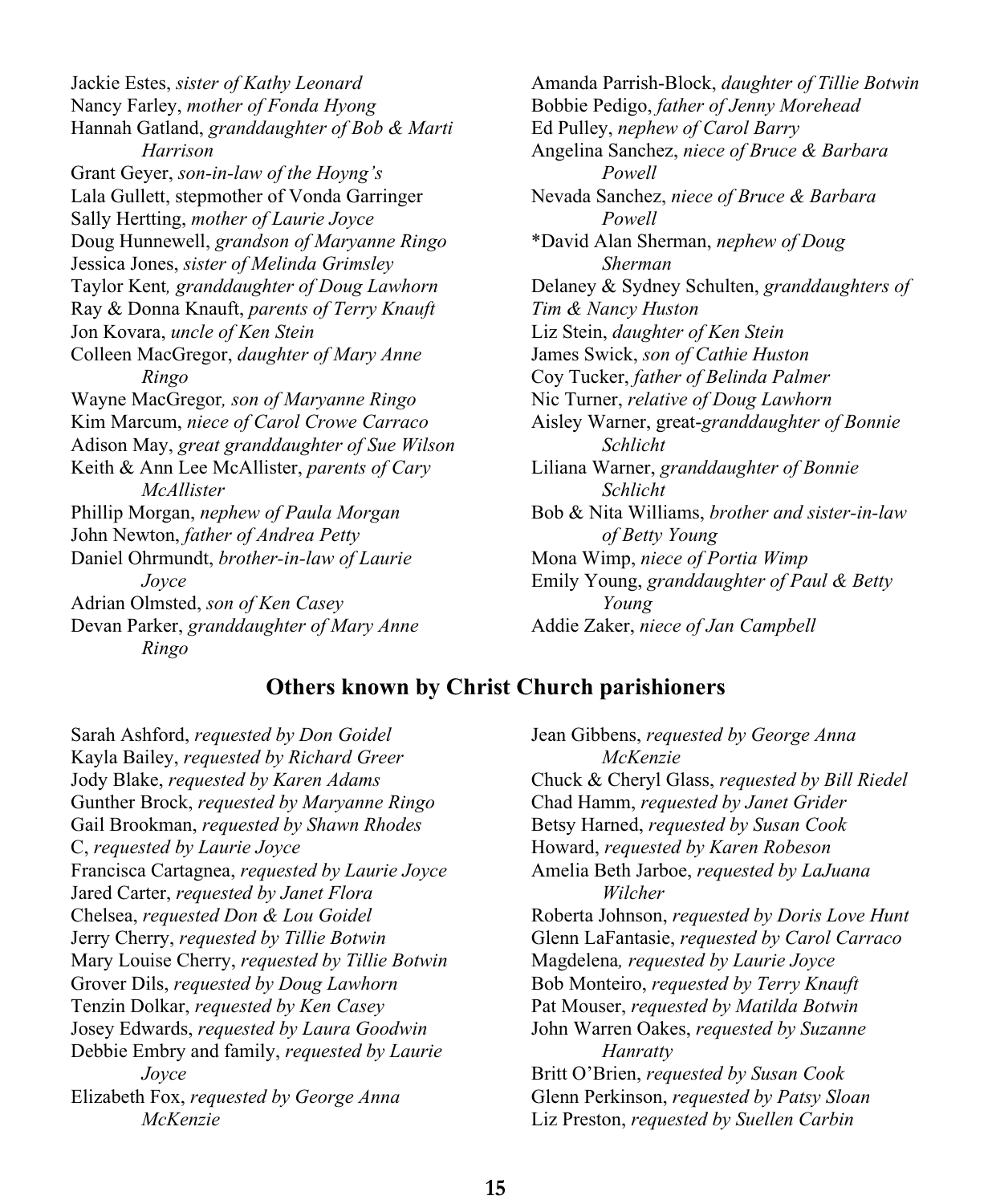Jackie Estes, *sister of Kathy Leonard*
Nancy Farley, *mother of Fonda Hyong*
Hannah Gatland, *granddaughter of Bob & Marti Harrison*
Grant Geyer, *son-in-law of the Hoyng's*
Lala Gullett, stepmother of Vonda Garringer
Sally Hertting, *mother of Laurie Joyce*
Doug Hunnewell, *grandson of Maryanne Ringo*
Jessica Jones, *sister of Melinda Grimsley*
Taylor Kent*, granddaughter of Doug Lawhorn*
Ray & Donna Knauft, *parents of Terry Knauft*
Jon Kovara, *uncle of Ken Stein*
Colleen MacGregor, *daughter of Mary Anne Ringo*
Wayne MacGregor*, son of Maryanne Ringo*
Kim Marcum, *niece of Carol Crowe Carraco*
Adison May, *great granddaughter of Sue Wilson*
Keith & Ann Lee McAllister, *parents of Cary McAllister*
Phillip Morgan, *nephew of Paula Morgan*
John Newton, *father of Andrea Petty*
Daniel Ohrmundt, *brother-in-law of Laurie Joyce*
Adrian Olmsted, *son of Ken Casey*
Devan Parker, *granddaughter of Mary Anne Ringo*
Amanda Parrish-Block, *daughter of Tillie Botwin*
Bobbie Pedigo, *father of Jenny Morehead*
Ed Pulley, *nephew of Carol Barry*
Angelina Sanchez, *niece of Bruce & Barbara Powell*
Nevada Sanchez, *niece of Bruce & Barbara Powell*
*David Alan Sherman, *nephew of Doug Sherman*
Delaney & Sydney Schulten, *granddaughters of Tim & Nancy Huston*
Liz Stein, *daughter of Ken Stein*
James Swick, *son of Cathie Huston*
Coy Tucker, *father of Belinda Palmer*
Nic Turner, *relative of Doug Lawhorn*
Aisley Warner, great-*granddaughter of Bonnie Schlicht*
Liliana Warner, *granddaughter of Bonnie Schlicht*
Bob & Nita Williams, *brother and sister-in-law of Betty Young*
Mona Wimp, *niece of Portia Wimp*
Emily Young, *granddaughter of Paul & Betty Young*
Addie Zaker, *niece of Jan Campbell*

## Others known by Christ Church parishioners

Sarah Ashford, *requested by Don Goidel*
Kayla Bailey, *requested by Richard Greer*
Jody Blake, *requested by Karen Adams*
Gunther Brock, *requested by Maryanne Ringo*
Gail Brookman, *requested by Shawn Rhodes*
C, *requested by Laurie Joyce*
Francisca Cartagnea, *requested by Laurie Joyce*
Jared Carter, *requested by Janet Flora*
Chelsea, *requested Don & Lou Goidel*
Jerry Cherry, *requested by Tillie Botwin*
Mary Louise Cherry, *requested by Tillie Botwin*
Grover Dils, *requested by Doug Lawhorn*
Tenzin Dolkar, *requested by Ken Casey*
Josey Edwards, *requested by Laura Goodwin*
Debbie Embry and family, *requested by Laurie Joyce*
Elizabeth Fox, *requested by George Anna McKenzie*
Jean Gibbens, *requested by George Anna McKenzie*
Chuck & Cheryl Glass, *requested by Bill Riedel*
Chad Hamm, *requested by Janet Grider*
Betsy Harned, *requested by Susan Cook*
Howard, *requested by Karen Robeson*
Amelia Beth Jarboe, *requested by LaJuana Wilcher*
Roberta Johnson, *requested by Doris Love Hunt*
Glenn LaFantasie, *requested by Carol Carraco*
Magdelena*, requested by Laurie Joyce*
Bob Monteiro, *requested by Terry Knauft*
Pat Mouser, *requested by Matilda Botwin*
John Warren Oakes, *requested by Suzanne Hanratty*
Britt O'Brien, *requested by Susan Cook*
Glenn Perkinson, *requested by Patsy Sloan*
Liz Preston, *requested by Suellen Carbin*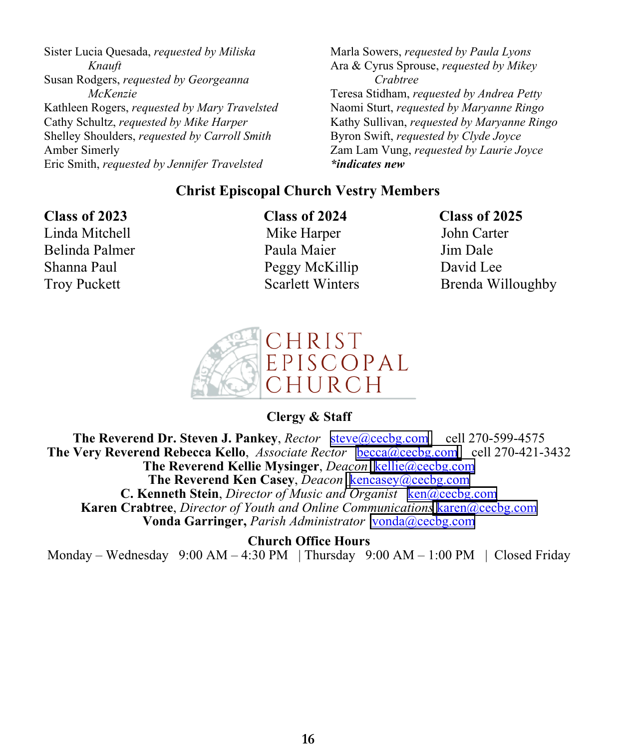Sister Lucia Quesada, *requested by Miliska Knauft*
Susan Rodgers, *requested by Georgeanna McKenzie*
Kathleen Rogers, *requested by Mary Travelsted*
Cathy Schultz, *requested by Mike Harper*
Shelley Shoulders, *requested by Carroll Smith*
Amber Simerly
Eric Smith, *requested by Jennifer Travelsted*
Marla Sowers, *requested by Paula Lyons*
Ara & Cyrus Sprouse, *requested by Mikey Crabtree*
Teresa Stidham, *requested by Andrea Petty*
Naomi Sturt, *requested by Maryanne Ringo*
Kathy Sullivan, *requested by Maryanne Ringo*
Byron Swift, *requested by Clyde Joyce*
Zam Lam Vung, *requested by Laurie Joyce*
***indicates new***

## Christ Episcopal Church Vestry Members

| Class of 2023 | Class of 2024 | Class of 2025 |
|---|---|---|
| Linda Mitchell | Mike Harper | John Carter |
| Belinda Palmer | Paula Maier | Jim Dale |
| Shanna Paul | Peggy McKillip | David Lee |
| Troy Puckett | Scarlett Winters | Brenda Willoughby |

CHRIST EPISCOPAL CHURCH

### Clergy & Staff

**The Reverend Dr. Steven J. Pankey**, *Rector* steve@cecbg.com cell 270-599-4575
**The Very Reverend Rebecca Kello**, *Associate Rector* becca@cecbg.com cell 270-421-3432
**The Reverend Kellie Mysinger**, *Deacon* kellie@cecbg.com
**The Reverend Ken Casey**, *Deacon* kencasey@cecbg.com
**C. Kenneth Stein**, *Director of Music and Organist* ken@cecbg.com
**Karen Crabtree**, *Director of Youth and Online Communications* karen@cecbg.com
**Vonda Garringer,** *Parish Administrator* vonda@cecbg.com

**Church Office Hours**
Monday – Wednesday 9:00 AM – 4:30 PM | Thursday 9:00 AM – 1:00 PM | Closed Friday